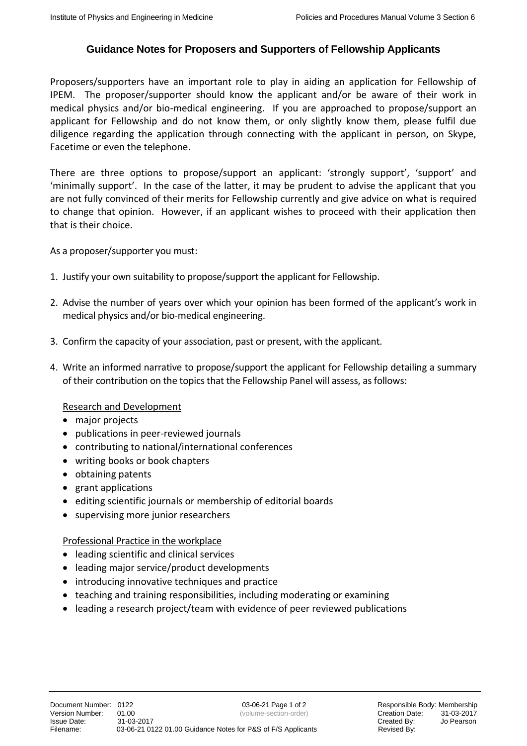## Guidance Notes for Proposers and Supporters of Fellowship Applicants

Proposers/supporters have an important role to play in aiding an application for Fellowship of IPEM. The proposer/supporter should know the applicant and/or be aware of their work in medical physics and/or bio-medical engineering. If you are approached to propose/support an applicant for Fellowship and do not know them, or only slightly know them, please fulfil due diligence regarding the application through connecting with the applicant in person, on Skype, Facetime or even the telephone.

There are three options to propose/support an applicant: 'strongly support', 'support' and 'minimally support'. In the case of the latter, it may be prudent to advise the applicant that you are not fully convinced of their merits for Fellowship currently and give advice on what is required to change that opinion. However, if an applicant wishes to proceed with their application then that is their choice.

As a proposer/supporter you must:

1. Justify your own suitability to propose/support the applicant for Fellowship.

2. Advise the number of years over which your opinion has been formed of the applicant's work in medical physics and/or bio-medical engineering.

3. Confirm the capacity of your association, past or present, with the applicant.

4. Write an informed narrative to propose/support the applicant for Fellowship detailing a summary of their contribution on the topics that the Fellowship Panel will assess, as follows:

   <u>Research and Development</u>
   - major projects
   - publications in peer-reviewed journals
   - contributing to national/international conferences
   - writing books or book chapters
   - obtaining patents
   - grant applications
   - editing scientific journals or membership of editorial boards
   - supervising more junior researchers

   <u>Professional Practice in the workplace</u>
   - leading scientific and clinical services
   - leading major service/product developments
   - introducing innovative techniques and practice
   - teaching and training responsibilities, including moderating or examining
   - leading a research project/team with evidence of peer reviewed publications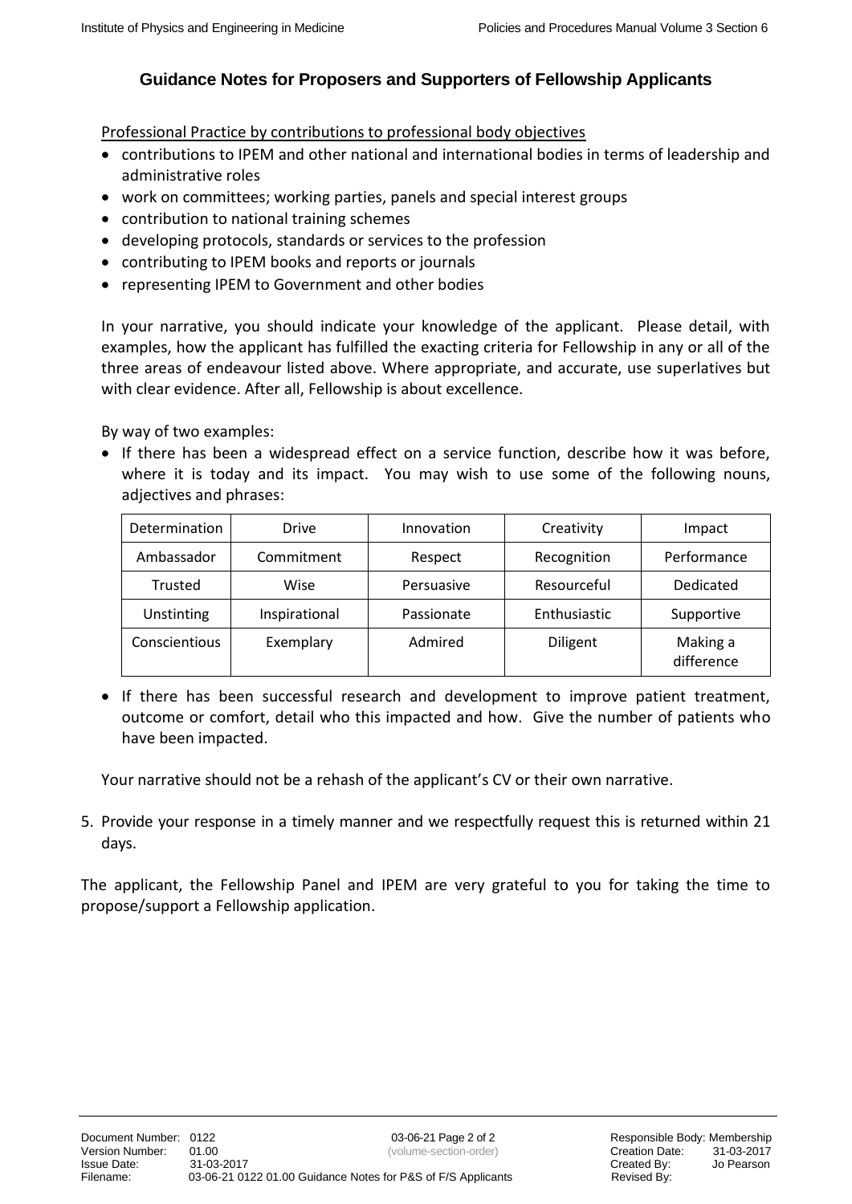## Guidance Notes for Proposers and Supporters of Fellowship Applicants

Professional Practice by contributions to professional body objectives

- contributions to IPEM and other national and international bodies in terms of leadership and administrative roles
- work on committees; working parties, panels and special interest groups
- contribution to national training schemes
- developing protocols, standards or services to the profession
- contributing to IPEM books and reports or journals
- representing IPEM to Government and other bodies

In your narrative, you should indicate your knowledge of the applicant. Please detail, with examples, how the applicant has fulfilled the exacting criteria for Fellowship in any or all of the three areas of endeavour listed above. Where appropriate, and accurate, use superlatives but with clear evidence. After all, Fellowship is about excellence.

By way of two examples:

- If there has been a widespread effect on a service function, describe how it was before, where it is today and its impact. You may wish to use some of the following nouns, adjectives and phrases:

| | | | | |
|---|---|---|---|---|
| Determination | Drive | Innovation | Creativity | Impact |
| Ambassador | Commitment | Respect | Recognition | Performance |
| Trusted | Wise | Persuasive | Resourceful | Dedicated |
| Unstinting | Inspirational | Passionate | Enthusiastic | Supportive |
| Conscientious | Exemplary | Admired | Diligent | Making a difference |

- If there has been successful research and development to improve patient treatment, outcome or comfort, detail who this impacted and how. Give the number of patients who have been impacted.

Your narrative should not be a rehash of the applicant's CV or their own narrative.

5. Provide your response in a timely manner and we respectfully request this is returned within 21 days.

The applicant, the Fellowship Panel and IPEM are very grateful to you for taking the time to propose/support a Fellowship application.